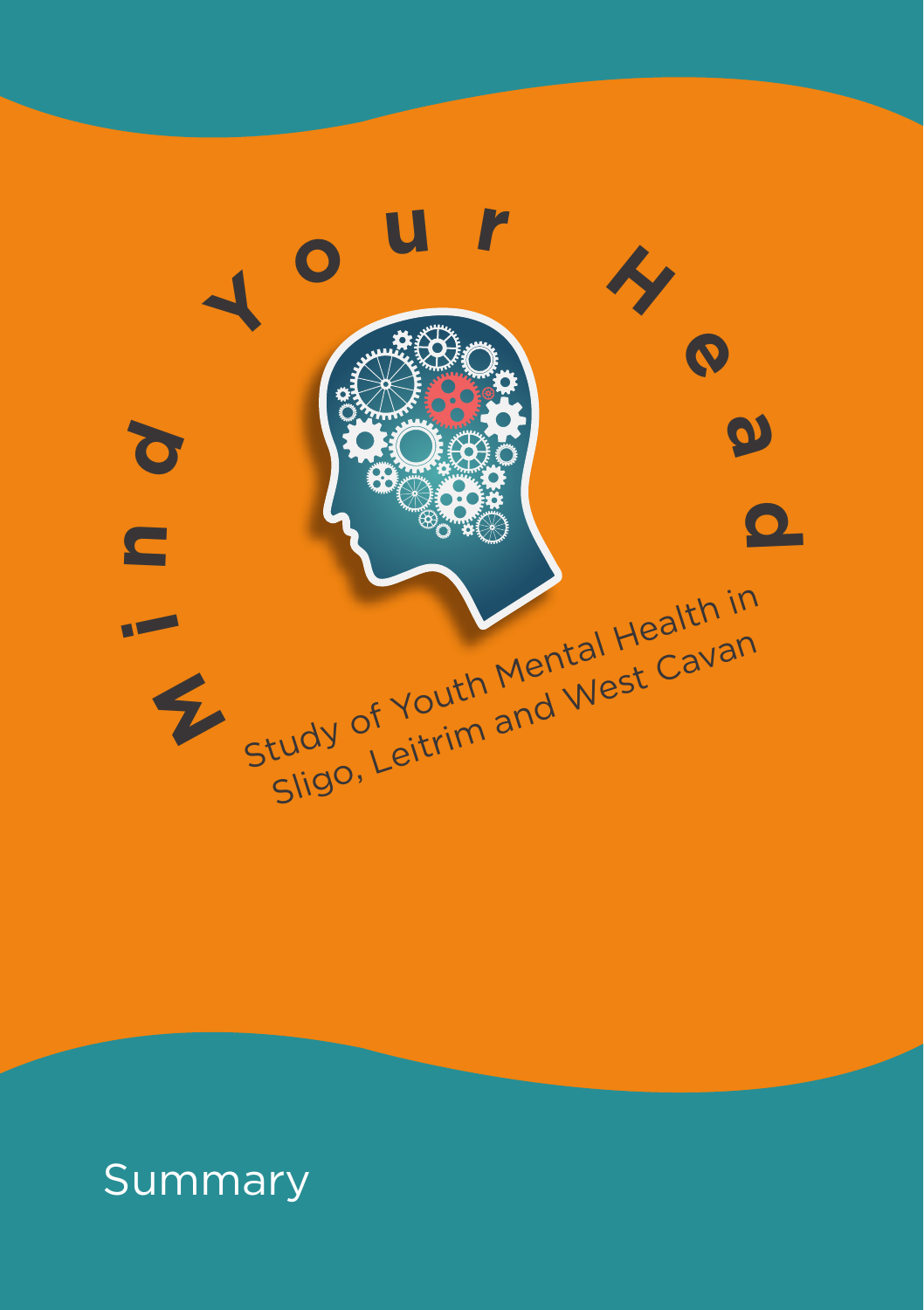# Mind Your Head

## Study of Youth Mental Health in Sligo, Leitrim and West Cavan

Summary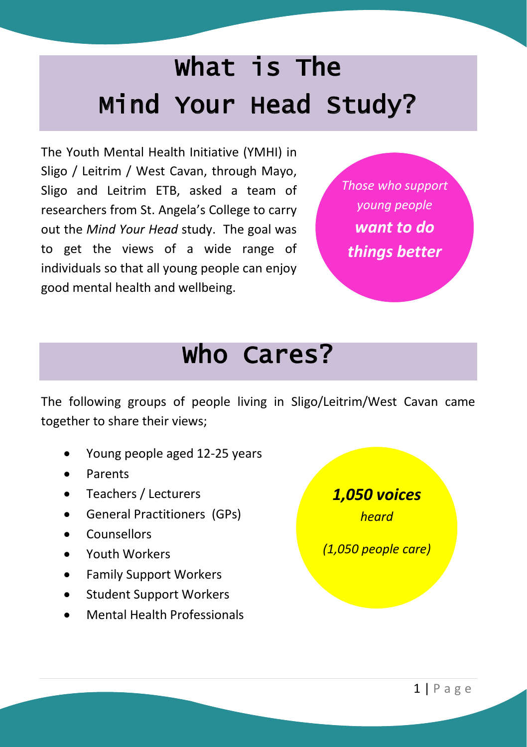# What is The Mind Your Head Study?

The Youth Mental Health Initiative (YMHI) in Sligo / Leitrim / West Cavan, through Mayo, Sligo and Leitrim ETB, asked a team of researchers from St. Angela's College to carry out the *Mind Your Head* study. The goal was to get the views of a wide range of individuals so that all young people can enjoy good mental health and wellbeing.

*Those who support young people* ***want to do things better***

# Who Cares?

The following groups of people living in Sligo/Leitrim/West Cavan came together to share their views;

- Young people aged 12-25 years
- Parents
- Teachers / Lecturers
- General Practitioners (GPs)
- Counsellors
- Youth Workers
- Family Support Workers
- Student Support Workers
- Mental Health Professionals

***1,050 voices*** *heard*

*(1,050 people care)*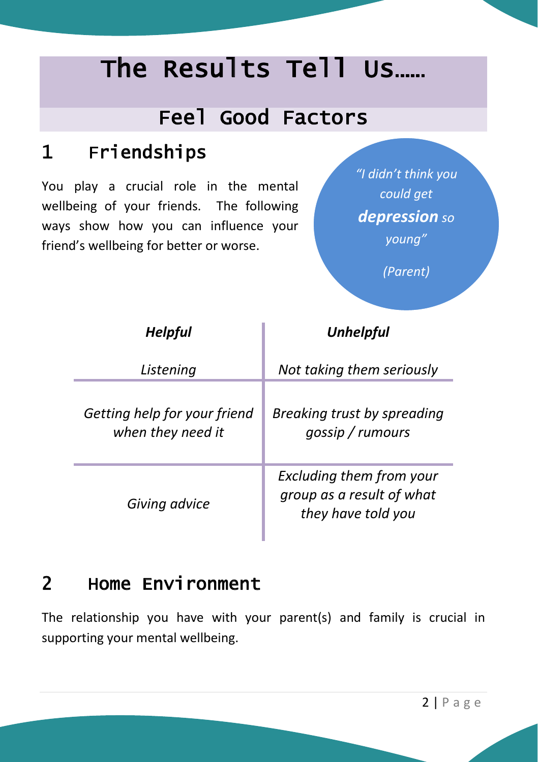# The Results Tell Us……

## Feel Good Factors

### 1 Friendships

You play a crucial role in the mental wellbeing of your friends. The following ways show how you can influence your friend's wellbeing for better or worse.

*"I didn't think you could get **depression** so young"*

*(Parent)*

| ***Helpful*** | ***Unhelpful*** |
|---|---|
| *Listening* | *Not taking them seriously* |
| *Getting help for your friend when they need it* | *Breaking trust by spreading gossip / rumours* |
| *Giving advice* | *Excluding them from your group as a result of what they have told you* |

### 2 Home Environment

The relationship you have with your parent(s) and family is crucial in supporting your mental wellbeing.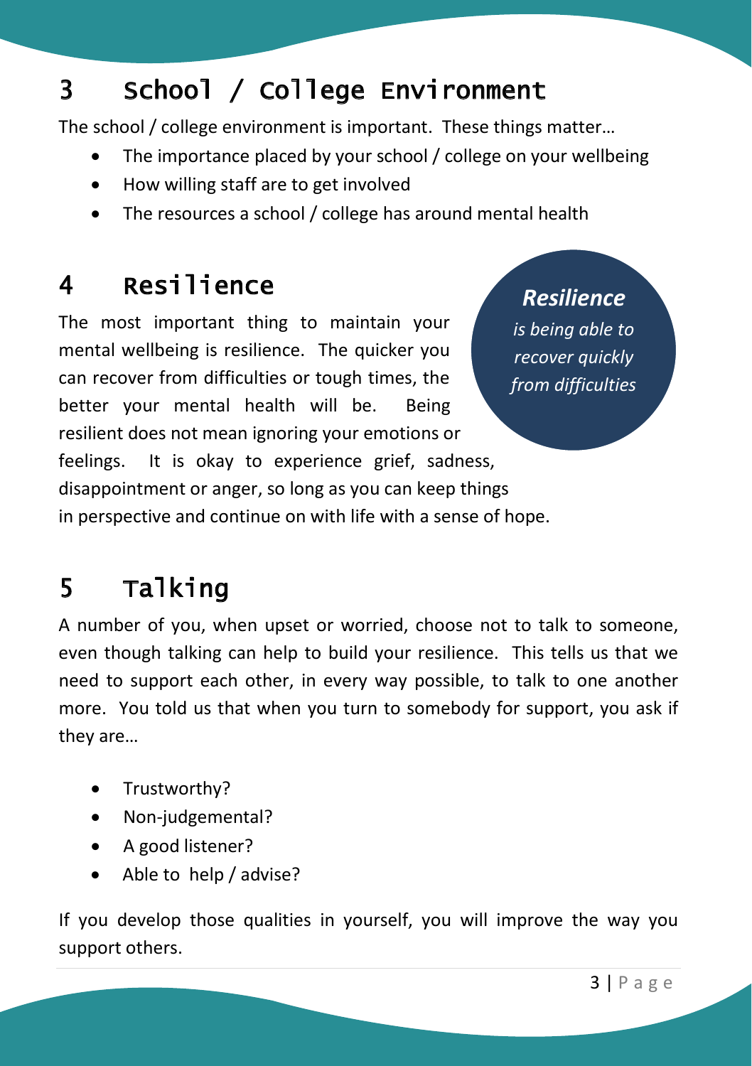## 3 School / College Environment

The school / college environment is important. These things matter…

- The importance placed by your school / college on your wellbeing
- How willing staff are to get involved
- The resources a school / college has around mental health

## 4 Resilience

> ***Resilience*** *is being able to recover quickly from difficulties*

The most important thing to maintain your mental wellbeing is resilience. The quicker you can recover from difficulties or tough times, the better your mental health will be. Being resilient does not mean ignoring your emotions or feelings. It is okay to experience grief, sadness, disappointment or anger, so long as you can keep things in perspective and continue on with life with a sense of hope.

## 5 Talking

A number of you, when upset or worried, choose not to talk to someone, even though talking can help to build your resilience. This tells us that we need to support each other, in every way possible, to talk to one another more. You told us that when you turn to somebody for support, you ask if they are…

- Trustworthy?
- Non-judgemental?
- A good listener?
- Able to help / advise?

If you develop those qualities in yourself, you will improve the way you support others.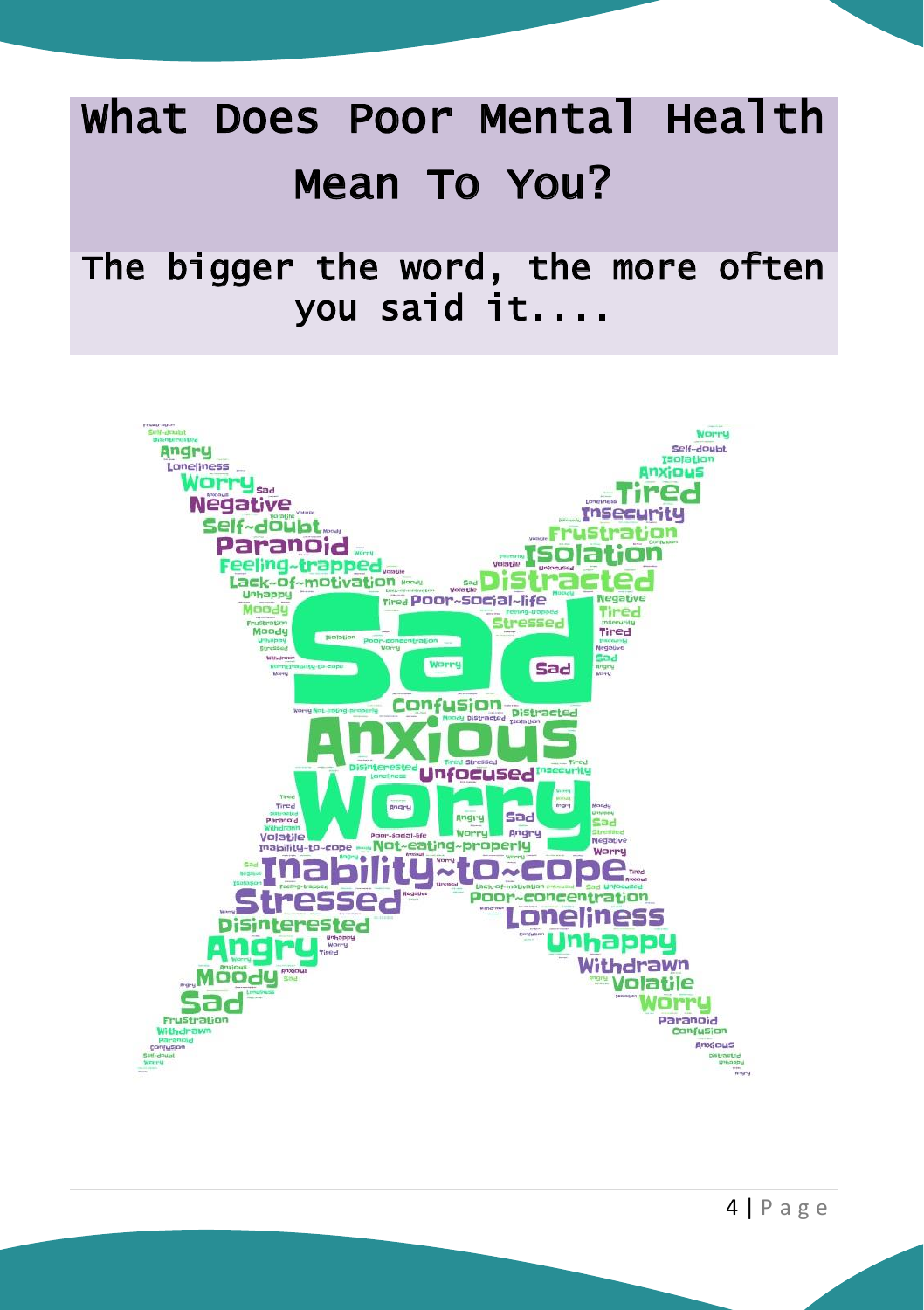# What Does Poor Mental Health Mean To You?

## The bigger the word, the more often you said it....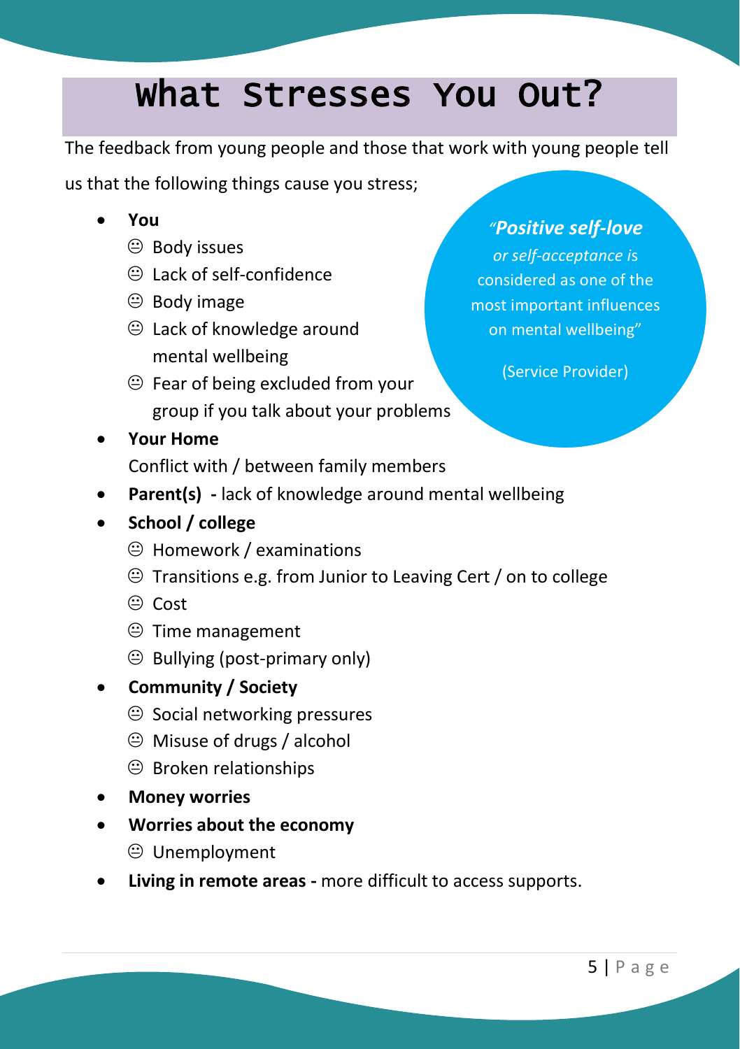# What Stresses You Out?

The feedback from young people and those that work with young people tell us that the following things cause you stress;

- **You**
  - ☹ Body issues
  - ☹ Lack of self-confidence
  - ☹ Body image
  - ☹ Lack of knowledge around mental wellbeing
  - ☹ Fear of being excluded from your group if you talk about your problems
- **Your Home**
  Conflict with / between family members
- **Parent(s) -** lack of knowledge around mental wellbeing
- **School / college**
  - ☹ Homework / examinations
  - ☹ Transitions e.g. from Junior to Leaving Cert / on to college
  - ☹ Cost
  - ☹ Time management
  - ☹ Bullying (post-primary only)
- **Community / Society**
  - ☹ Social networking pressures
  - ☹ Misuse of drugs / alcohol
  - ☹ Broken relationships
- **Money worries**
- **Worries about the economy**
  - ☹ Unemployment
- **Living in remote areas -** more difficult to access supports.

> *"**Positive self-love** or self-acceptance* is considered as one of the most important influences on mental wellbeing"
>
> (Service Provider)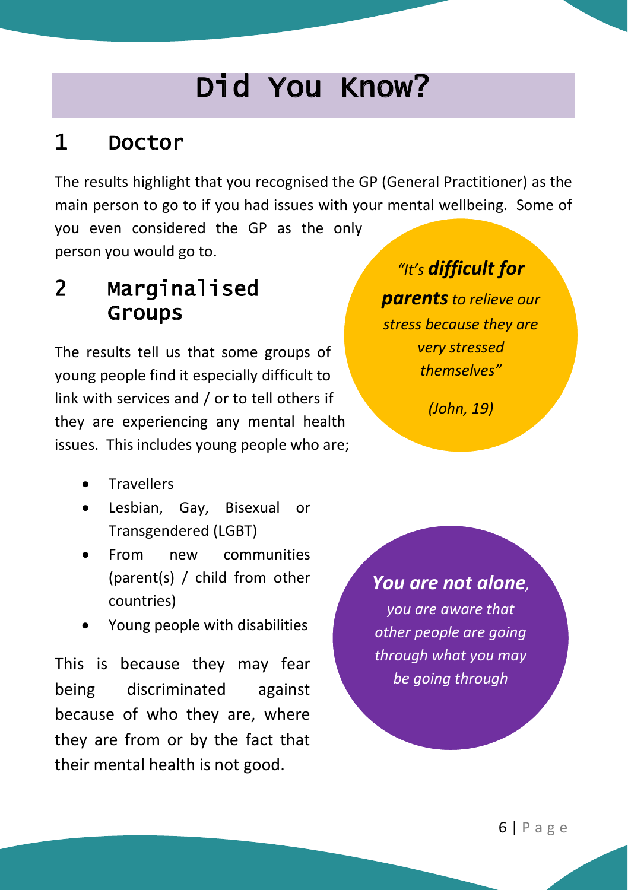# Did You Know?

## 1 Doctor

The results highlight that you recognised the GP (General Practitioner) as the main person to go to if you had issues with your mental wellbeing. Some of you even considered the GP as the only person you would go to.

*"It's **difficult for parents** to relieve our stress because they are very stressed themselves"*

*(John, 19)*

## 2 Marginalised Groups

The results tell us that some groups of young people find it especially difficult to link with services and / or to tell others if they are experiencing any mental health issues. This includes young people who are;

- Travellers
- Lesbian, Gay, Bisexual or Transgendered (LGBT)
- From new communities (parent(s) / child from other countries)
- Young people with disabilities

This is because they may fear being discriminated against because of who they are, where they are from or by the fact that their mental health is not good.

***You are not alone**, you are aware that other people are going through what you may be going through*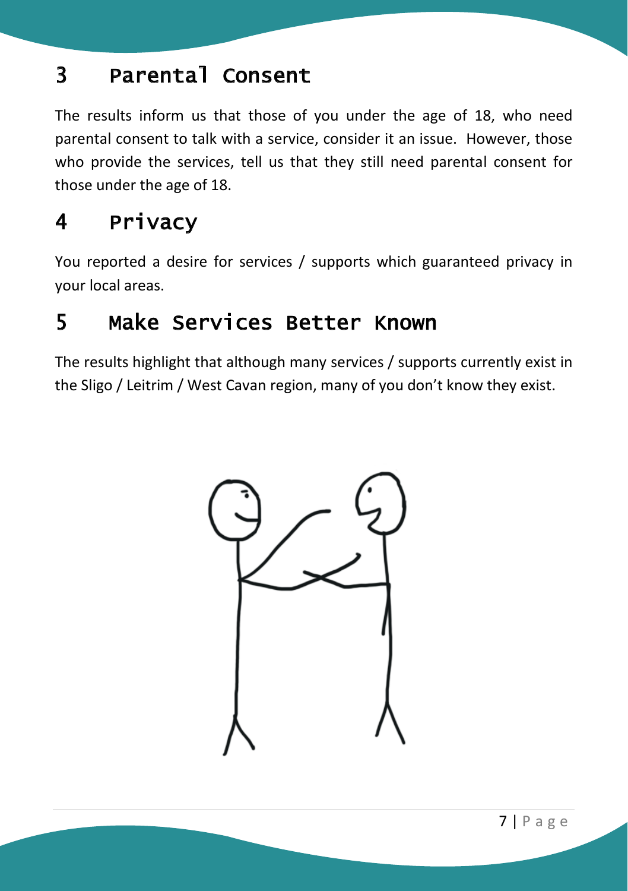## 3 Parental Consent

The results inform us that those of you under the age of 18, who need parental consent to talk with a service, consider it an issue. However, those who provide the services, tell us that they still need parental consent for those under the age of 18.

## 4 Privacy

You reported a desire for services / supports which guaranteed privacy in your local areas.

## 5 Make Services Better Known

The results highlight that although many services / supports currently exist in the Sligo / Leitrim / West Cavan region, many of you don't know they exist.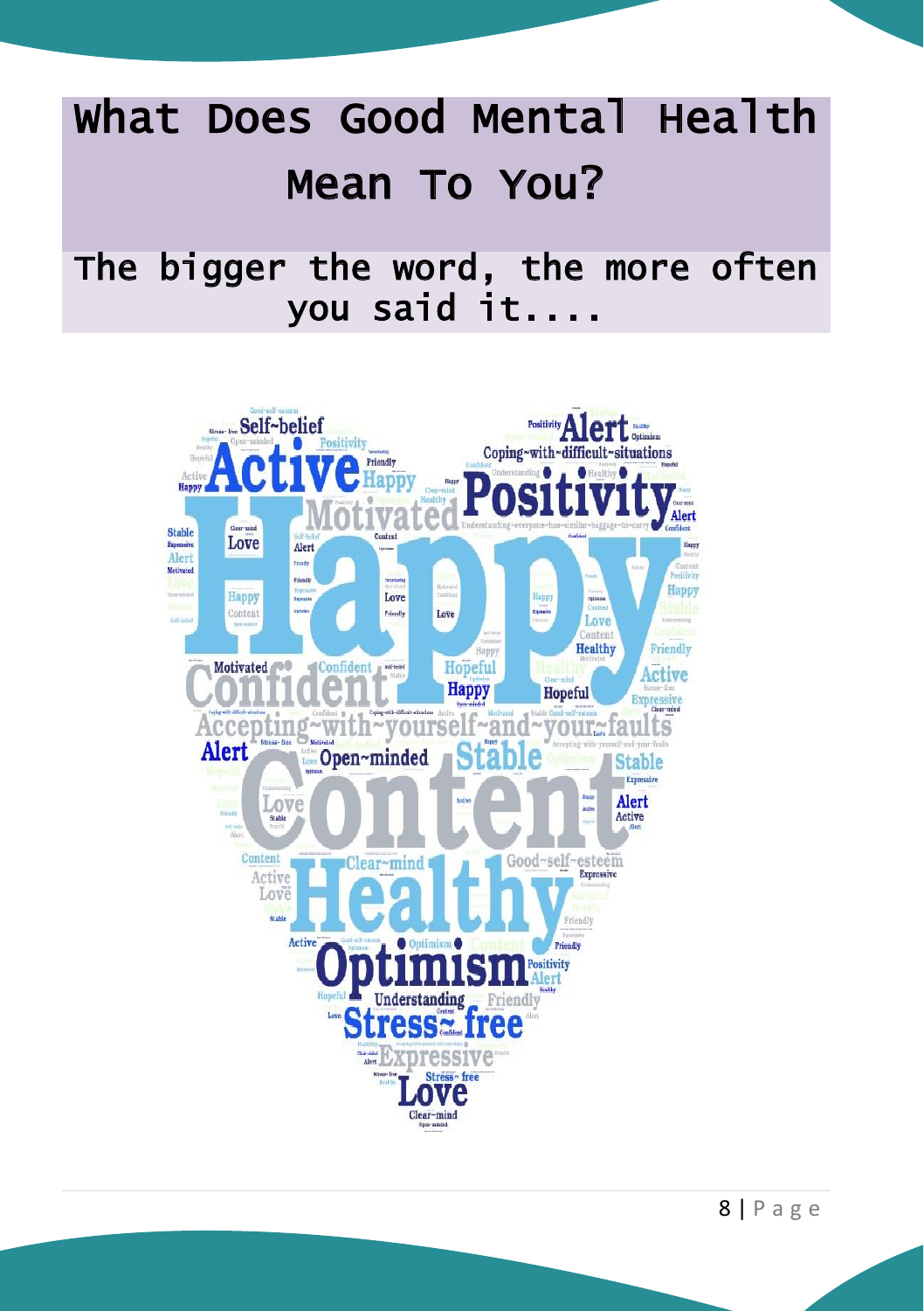# What Does Good Mental Health Mean To You?

## The bigger the word, the more often you said it....

Happy
Content
Healthy
Positivity
Active
Confident
Optimism
Accepting~with~yourself~and~your~faults
Motivated
Alert
Stable
Stress~free
Love
Expressive
Self~belief
Coping~with~difficult~situations
Open~minded
Clear~mind
Good~self~esteem
Hopeful
Understanding
Friendly
Understanding~everyone~has~similar~baggage~to~carry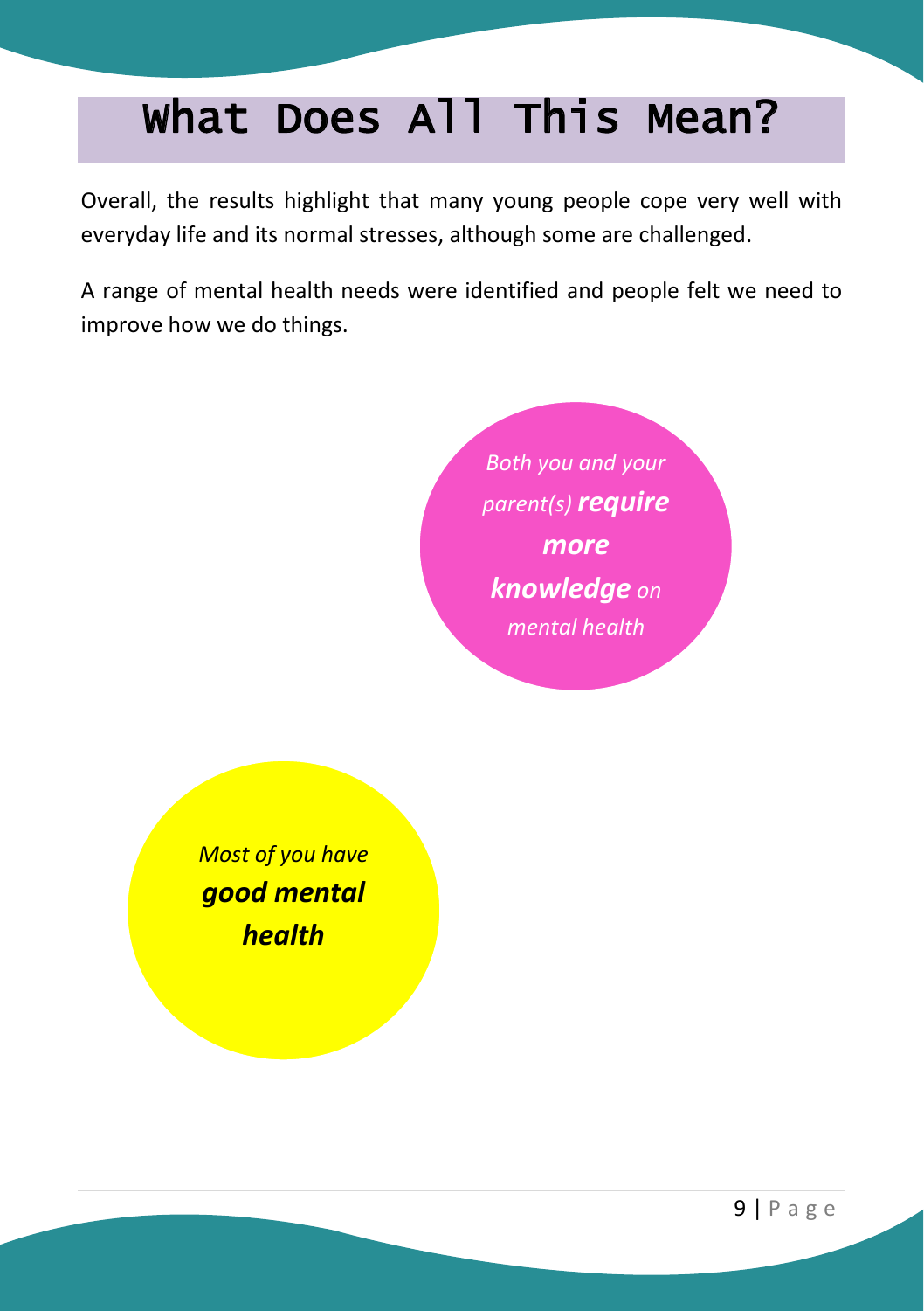# What Does All This Mean?

Overall, the results highlight that many young people cope very well with everyday life and its normal stresses, although some are challenged.

A range of mental health needs were identified and people felt we need to improve how we do things.

*Both you and your parent(s)* ***require more knowledge*** *on mental health*

*Most of you have* ***good mental health***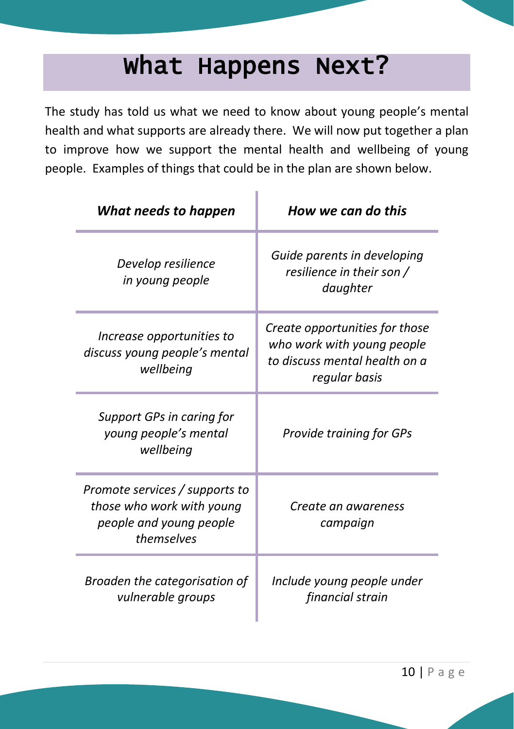# What Happens Next?

The study has told us what we need to know about young people's mental health and what supports are already there. We will now put together a plan to improve how we support the mental health and wellbeing of young people. Examples of things that could be in the plan are shown below.

| ***What needs to happen*** | ***How we can do this*** |
|---|---|
| *Develop resilience in young people* | *Guide parents in developing resilience in their son / daughter* |
| *Increase opportunities to discuss young people's mental wellbeing* | *Create opportunities for those who work with young people to discuss mental health on a regular basis* |
| *Support GPs in caring for young people's mental wellbeing* | *Provide training for GPs* |
| *Promote services / supports to those who work with young people and young people themselves* | *Create an awareness campaign* |
| *Broaden the categorisation of vulnerable groups* | *Include young people under financial strain* |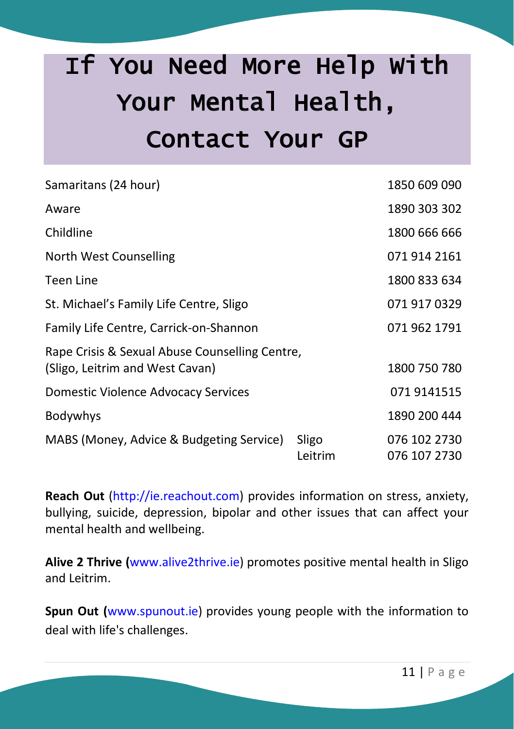# If You Need More Help With Your Mental Health, Contact Your GP

| | | |
|---|---|---|
| Samaritans (24 hour) | | 1850 609 090 |
| Aware | | 1890 303 302 |
| Childline | | 1800 666 666 |
| North West Counselling | | 071 914 2161 |
| Teen Line | | 1800 833 634 |
| St. Michael's Family Life Centre, Sligo | | 071 917 0329 |
| Family Life Centre, Carrick-on-Shannon | | 071 962 1791 |
| Rape Crisis & Sexual Abuse Counselling Centre, (Sligo, Leitrim and West Cavan) | | 1800 750 780 |
| Domestic Violence Advocacy Services | | 071 9141515 |
| Bodywhys | | 1890 200 444 |
| MABS (Money, Advice & Budgeting Service) | Sligo | 076 102 2730 |
| | Leitrim | 076 107 2730 |

**Reach Out** (http://ie.reachout.com) provides information on stress, anxiety, bullying, suicide, depression, bipolar and other issues that can affect your mental health and wellbeing.

**Alive 2 Thrive (**www.alive2thrive.ie) promotes positive mental health in Sligo and Leitrim.

**Spun Out (**www.spunout.ie) provides young people with the information to deal with life's challenges.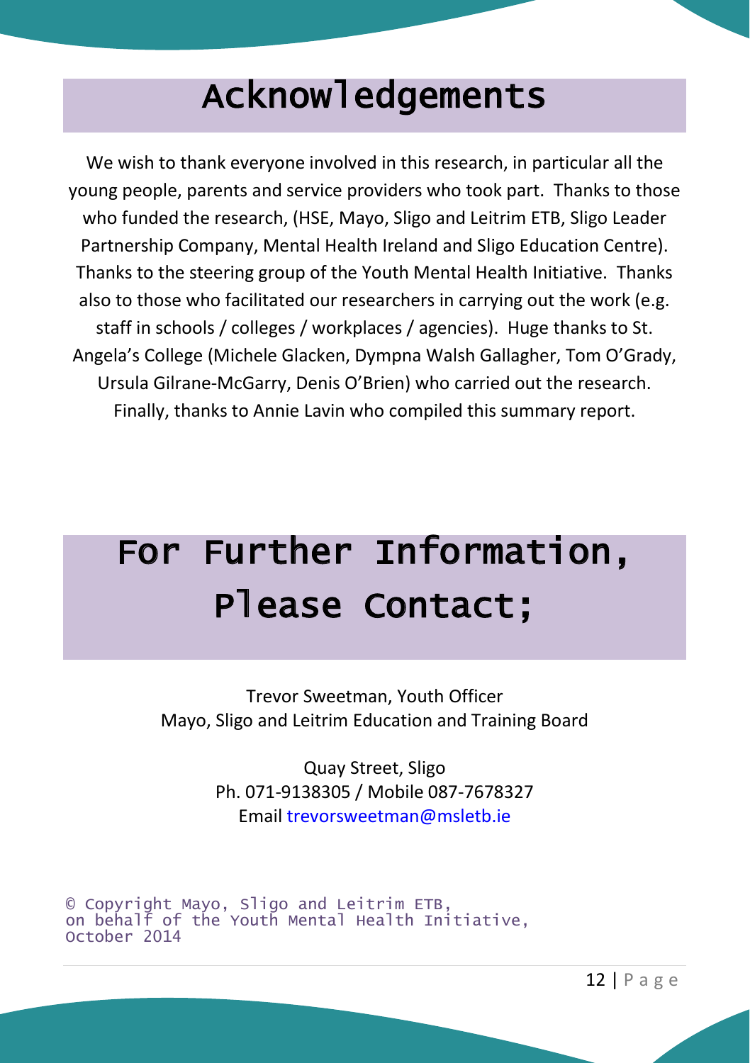# Acknowledgements

We wish to thank everyone involved in this research, in particular all the young people, parents and service providers who took part. Thanks to those who funded the research, (HSE, Mayo, Sligo and Leitrim ETB, Sligo Leader Partnership Company, Mental Health Ireland and Sligo Education Centre). Thanks to the steering group of the Youth Mental Health Initiative. Thanks also to those who facilitated our researchers in carrying out the work (e.g. staff in schools / colleges / workplaces / agencies). Huge thanks to St. Angela's College (Michele Glacken, Dympna Walsh Gallagher, Tom O'Grady, Ursula Gilrane-McGarry, Denis O'Brien) who carried out the research. Finally, thanks to Annie Lavin who compiled this summary report.

# For Further Information, Please Contact;

Trevor Sweetman, Youth Officer
Mayo, Sligo and Leitrim Education and Training Board

Quay Street, Sligo
Ph. 071-9138305 / Mobile 087-7678327
Email trevorsweetman@msletb.ie

© Copyright Mayo, Sligo and Leitrim ETB,
on behalf of the Youth Mental Health Initiative,
October 2014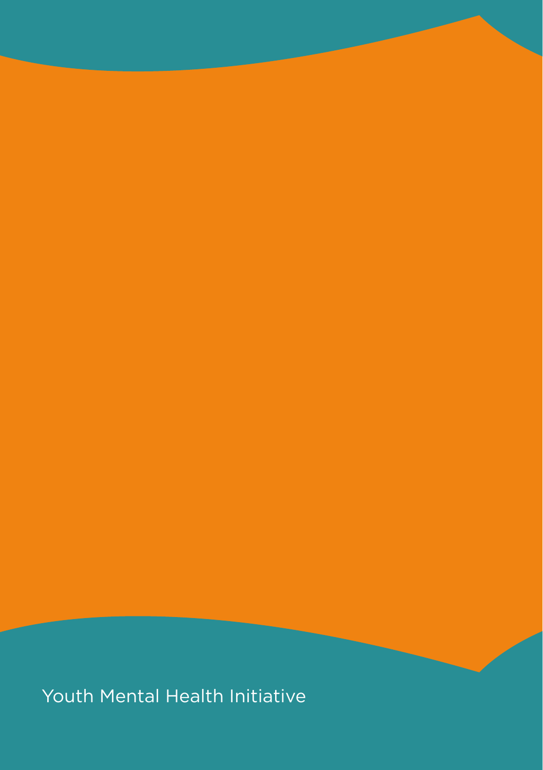Youth Mental Health Initiative